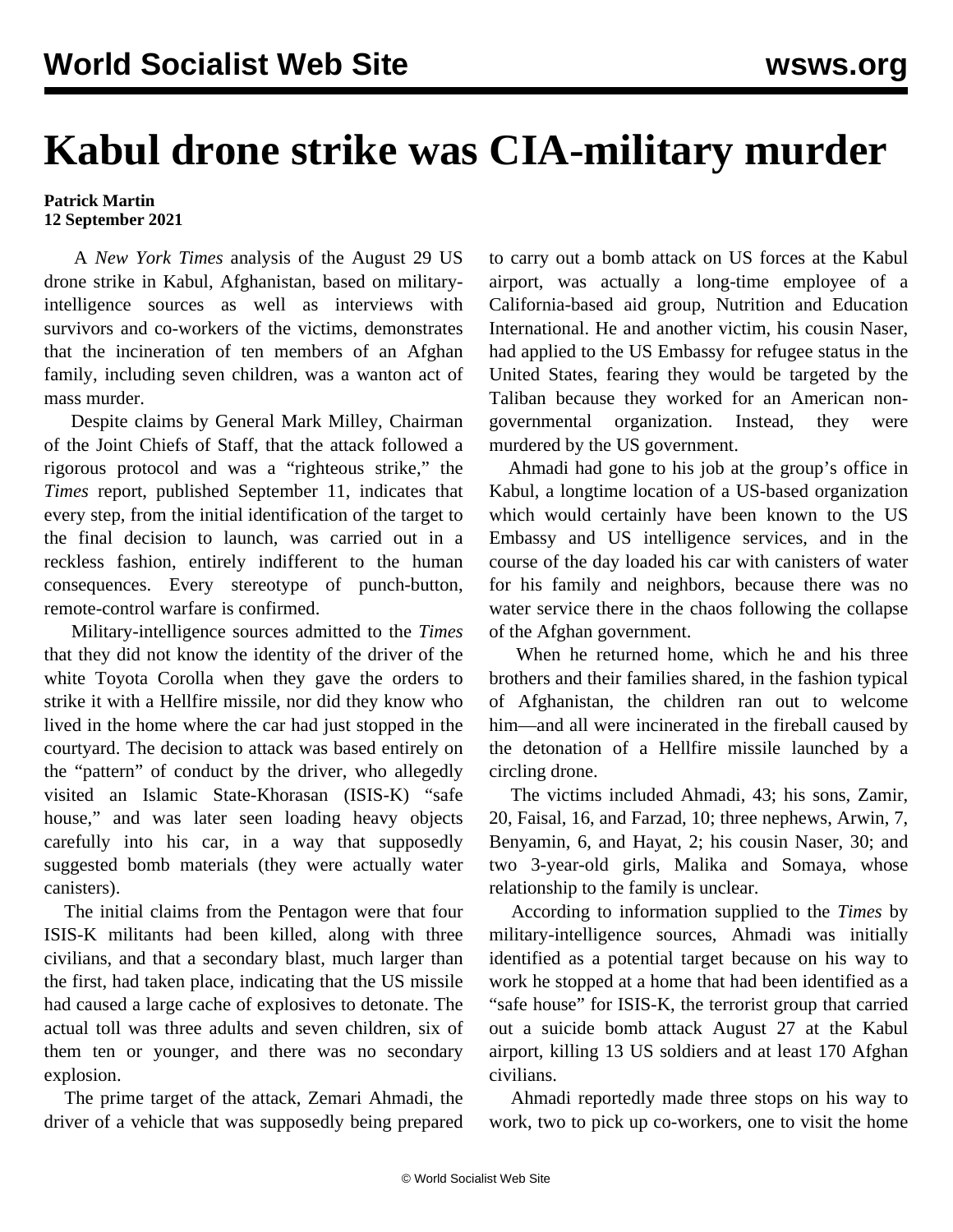# Kabul drone strike was CIA-military murder

**Patrick Martin**
**12 September 2021**

A *New York Times* analysis of the August 29 US drone strike in Kabul, Afghanistan, based on military-intelligence sources as well as interviews with survivors and co-workers of the victims, demonstrates that the incineration of ten members of an Afghan family, including seven children, was a wanton act of mass murder.

Despite claims by General Mark Milley, Chairman of the Joint Chiefs of Staff, that the attack followed a rigorous protocol and was a "righteous strike," the *Times* report, published September 11, indicates that every step, from the initial identification of the target to the final decision to launch, was carried out in a reckless fashion, entirely indifferent to the human consequences. Every stereotype of punch-button, remote-control warfare is confirmed.

Military-intelligence sources admitted to the *Times* that they did not know the identity of the driver of the white Toyota Corolla when they gave the orders to strike it with a Hellfire missile, nor did they know who lived in the home where the car had just stopped in the courtyard. The decision to attack was based entirely on the "pattern" of conduct by the driver, who allegedly visited an Islamic State-Khorasan (ISIS-K) "safe house," and was later seen loading heavy objects carefully into his car, in a way that supposedly suggested bomb materials (they were actually water canisters).

The initial claims from the Pentagon were that four ISIS-K militants had been killed, along with three civilians, and that a secondary blast, much larger than the first, had taken place, indicating that the US missile had caused a large cache of explosives to detonate. The actual toll was three adults and seven children, six of them ten or younger, and there was no secondary explosion.

The prime target of the attack, Zemari Ahmadi, the driver of a vehicle that was supposedly being prepared to carry out a bomb attack on US forces at the Kabul airport, was actually a long-time employee of a California-based aid group, Nutrition and Education International. He and another victim, his cousin Naser, had applied to the US Embassy for refugee status in the United States, fearing they would be targeted by the Taliban because they worked for an American non-governmental organization. Instead, they were murdered by the US government.

Ahmadi had gone to his job at the group's office in Kabul, a longtime location of a US-based organization which would certainly have been known to the US Embassy and US intelligence services, and in the course of the day loaded his car with canisters of water for his family and neighbors, because there was no water service there in the chaos following the collapse of the Afghan government.

When he returned home, which he and his three brothers and their families shared, in the fashion typical of Afghanistan, the children ran out to welcome him—and all were incinerated in the fireball caused by the detonation of a Hellfire missile launched by a circling drone.

The victims included Ahmadi, 43; his sons, Zamir, 20, Faisal, 16, and Farzad, 10; three nephews, Arwin, 7, Benyamin, 6, and Hayat, 2; his cousin Naser, 30; and two 3-year-old girls, Malika and Somaya, whose relationship to the family is unclear.

According to information supplied to the *Times* by military-intelligence sources, Ahmadi was initially identified as a potential target because on his way to work he stopped at a home that had been identified as a "safe house" for ISIS-K, the terrorist group that carried out a suicide bomb attack August 27 at the Kabul airport, killing 13 US soldiers and at least 170 Afghan civilians.

Ahmadi reportedly made three stops on his way to work, two to pick up co-workers, one to visit the home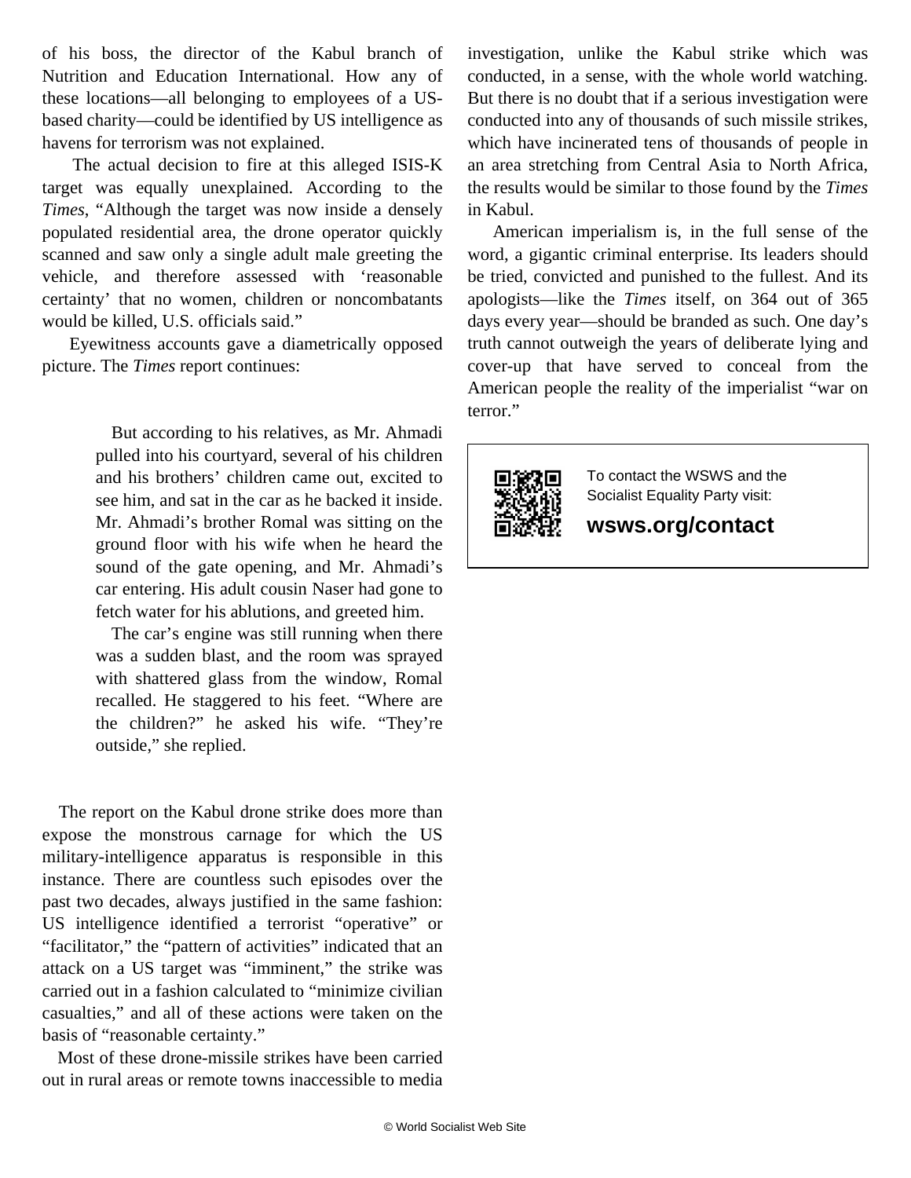of his boss, the director of the Kabul branch of Nutrition and Education International. How any of these locations—all belonging to employees of a US-based charity—could be identified by US intelligence as havens for terrorism was not explained.

The actual decision to fire at this alleged ISIS-K target was equally unexplained. According to the *Times*, "Although the target was now inside a densely populated residential area, the drone operator quickly scanned and saw only a single adult male greeting the vehicle, and therefore assessed with 'reasonable certainty' that no women, children or noncombatants would be killed, U.S. officials said."

Eyewitness accounts gave a diametrically opposed picture. The *Times* report continues:

> But according to his relatives, as Mr. Ahmadi pulled into his courtyard, several of his children and his brothers' children came out, excited to see him, and sat in the car as he backed it inside. Mr. Ahmadi's brother Romal was sitting on the ground floor with his wife when he heard the sound of the gate opening, and Mr. Ahmadi's car entering. His adult cousin Naser had gone to fetch water for his ablutions, and greeted him.
>
> The car's engine was still running when there was a sudden blast, and the room was sprayed with shattered glass from the window, Romal recalled. He staggered to his feet. "Where are the children?" he asked his wife. "They're outside," she replied.

The report on the Kabul drone strike does more than expose the monstrous carnage for which the US military-intelligence apparatus is responsible in this instance. There are countless such episodes over the past two decades, always justified in the same fashion: US intelligence identified a terrorist "operative" or "facilitator," the "pattern of activities" indicated that an attack on a US target was "imminent," the strike was carried out in a fashion calculated to "minimize civilian casualties," and all of these actions were taken on the basis of "reasonable certainty."

Most of these drone-missile strikes have been carried out in rural areas or remote towns inaccessible to media investigation, unlike the Kabul strike which was conducted, in a sense, with the whole world watching. But there is no doubt that if a serious investigation were conducted into any of thousands of such missile strikes, which have incinerated tens of thousands of people in an area stretching from Central Asia to North Africa, the results would be similar to those found by the *Times* in Kabul.

American imperialism is, in the full sense of the word, a gigantic criminal enterprise. Its leaders should be tried, convicted and punished to the fullest. And its apologists—like the *Times* itself, on 364 out of 365 days every year—should be branded as such. One day's truth cannot outweigh the years of deliberate lying and cover-up that have served to conceal from the American people the reality of the imperialist "war on terror."

To contact the WSWS and the Socialist Equality Party visit:

**wsws.org/contact**